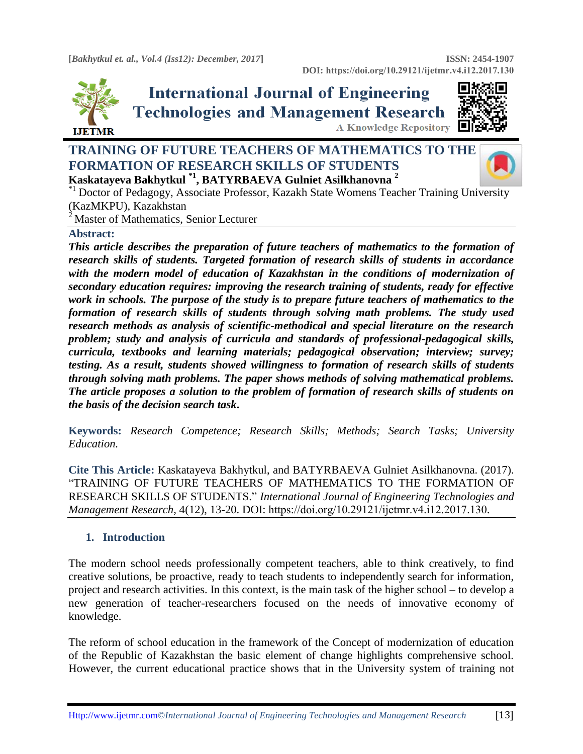# TRAINING OF FUTURE TEACHERS OF MATHEMATICS TO THE FORMATION OF RESEARCH SKILLS OF STUDENTS

**Kaskatayeva Bakhytkul [*1], BATYRBAEVA Gulniet Asilkhanovna [2]**

[*1] Doctor of Pedagogy, Associate Professor, Kazakh State Womens Teacher Training University (KazMKPU), Kazakhstan

[2] Master of Mathematics, Senior Lecturer

**Abstract:**

***This article describes the preparation of future teachers of mathematics to the formation of research skills of students. Targeted formation of research skills of students in accordance with the modern model of education of Kazakhstan in the conditions of modernization of secondary education requires: improving the research training of students, ready for effective work in schools. The purpose of the study is to prepare future teachers of mathematics to the formation of research skills of students through solving math problems. The study used research methods as analysis of scientific-methodical and special literature on the research problem; study and analysis of curricula and standards of professional-pedagogical skills, curricula, textbooks and learning materials; pedagogical observation; interview; survey; testing. As a result, students showed willingness to formation of research skills of students through solving math problems. The paper shows methods of solving mathematical problems. The article proposes a solution to the problem of formation of research skills of students on the basis of the decision search task.***

**Keywords:** *Research Competence; Research Skills; Methods; Search Tasks; University Education.*

**Cite This Article:** Kaskatayeva Bakhytkul, and BATYRBAEVA Gulniet Asilkhanovna. (2017). "TRAINING OF FUTURE TEACHERS OF MATHEMATICS TO THE FORMATION OF RESEARCH SKILLS OF STUDENTS." *International Journal of Engineering Technologies and Management Research*, 4(12), 13-20. DOI: https://doi.org/10.29121/ijetmr.v4.i12.2017.130.

## 1. Introduction

The modern school needs professionally competent teachers, able to think creatively, to find creative solutions, be proactive, ready to teach students to independently search for information, project and research activities. In this context, is the main task of the higher school – to develop a new generation of teacher-researchers focused on the needs of innovative economy of knowledge.

The reform of school education in the framework of the Concept of modernization of education of the Republic of Kazakhstan the basic element of change highlights comprehensive school. However, the current educational practice shows that in the University system of training not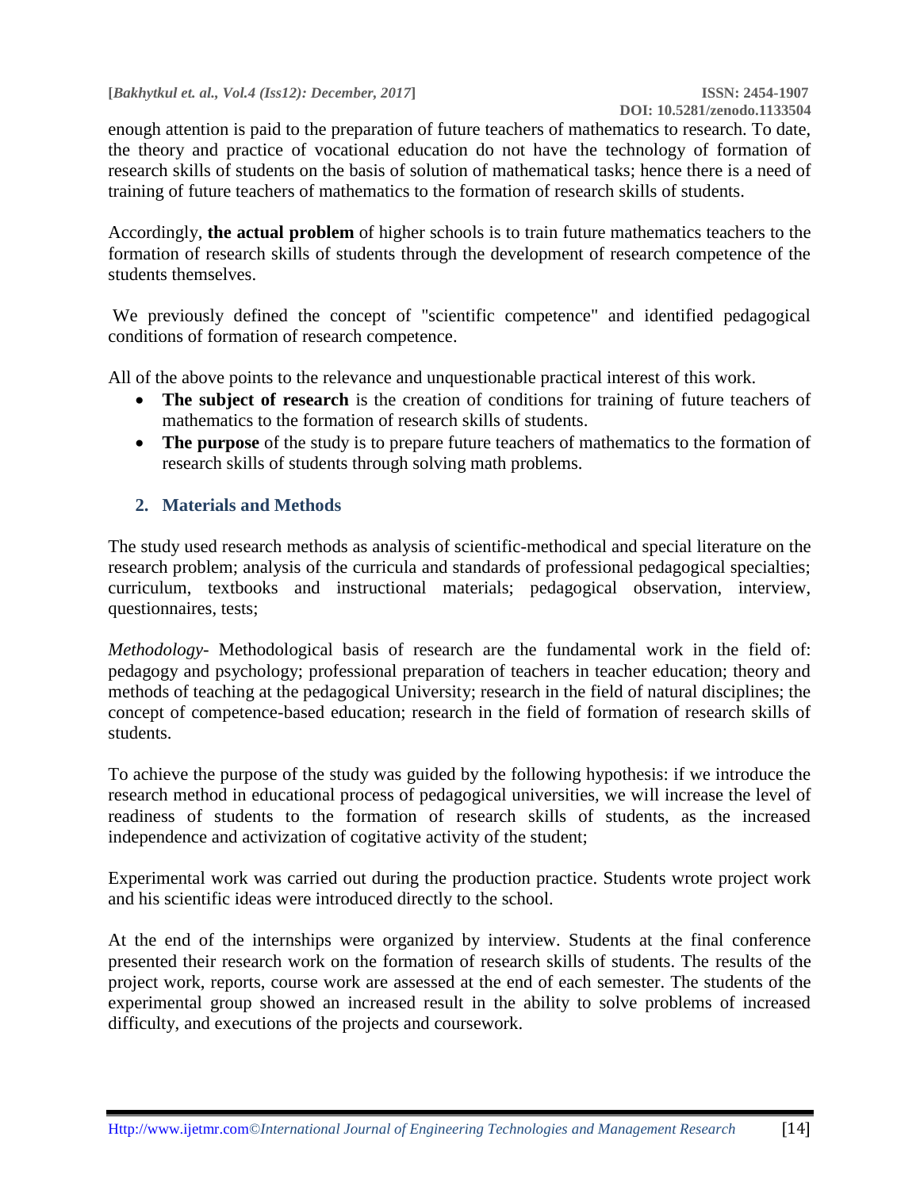enough attention is paid to the preparation of future teachers of mathematics to research. To date, the theory and practice of vocational education do not have the technology of formation of research skills of students on the basis of solution of mathematical tasks; hence there is a need of training of future teachers of mathematics to the formation of research skills of students.

Accordingly, **the actual problem** of higher schools is to train future mathematics teachers to the formation of research skills of students through the development of research competence of the students themselves.

We previously defined the concept of "scientific competence" and identified pedagogical conditions of formation of research competence.

All of the above points to the relevance and unquestionable practical interest of this work.

- **The subject of research** is the creation of conditions for training of future teachers of mathematics to the formation of research skills of students.
- **The purpose** of the study is to prepare future teachers of mathematics to the formation of research skills of students through solving math problems.

## 2. Materials and Methods

The study used research methods as analysis of scientific-methodical and special literature on the research problem; analysis of the curricula and standards of professional pedagogical specialties; curriculum, textbooks and instructional materials; pedagogical observation, interview, questionnaires, tests;

*Methodology*- Methodological basis of research are the fundamental work in the field of: pedagogy and psychology; professional preparation of teachers in teacher education; theory and methods of teaching at the pedagogical University; research in the field of natural disciplines; the concept of competence-based education; research in the field of formation of research skills of students.

To achieve the purpose of the study was guided by the following hypothesis: if we introduce the research method in educational process of pedagogical universities, we will increase the level of readiness of students to the formation of research skills of students, as the increased independence and activization of cogitative activity of the student;

Experimental work was carried out during the production practice. Students wrote project work and his scientific ideas were introduced directly to the school.

At the end of the internships were organized by interview. Students at the final conference presented their research work on the formation of research skills of students. The results of the project work, reports, course work are assessed at the end of each semester. The students of the experimental group showed an increased result in the ability to solve problems of increased difficulty, and executions of the projects and coursework.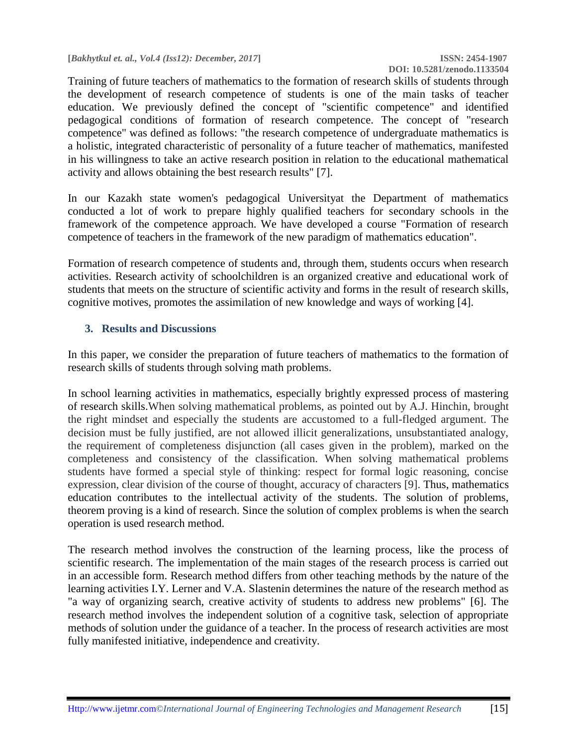Training of future teachers of mathematics to the formation of research skills of students through the development of research competence of students is one of the main tasks of teacher education. We previously defined the concept of "scientific competence" and identified pedagogical conditions of formation of research competence. The concept of "research competence" was defined as follows: "the research competence of undergraduate mathematics is a holistic, integrated characteristic of personality of a future teacher of mathematics, manifested in his willingness to take an active research position in relation to the educational mathematical activity and allows obtaining the best research results" [7].

In our Kazakh state women's pedagogical Universityat the Department of mathematics conducted a lot of work to prepare highly qualified teachers for secondary schools in the framework of the competence approach. We have developed a course "Formation of research competence of teachers in the framework of the new paradigm of mathematics education".

Formation of research competence of students and, through them, students occurs when research activities. Research activity of schoolchildren is an organized creative and educational work of students that meets on the structure of scientific activity and forms in the result of research skills, cognitive motives, promotes the assimilation of new knowledge and ways of working [4].

## 3. Results and Discussions

In this paper, we consider the preparation of future teachers of mathematics to the formation of research skills of students through solving math problems.

In school learning activities in mathematics, especially brightly expressed process of mastering of research skills.When solving mathematical problems, as pointed out by A.J. Hinchin, brought the right mindset and especially the students are accustomed to a full-fledged argument. The decision must be fully justified, are not allowed illicit generalizations, unsubstantiated analogy, the requirement of completeness disjunction (all cases given in the problem), marked on the completeness and consistency of the classification. When solving mathematical problems students have formed a special style of thinking: respect for formal logic reasoning, concise expression, clear division of the course of thought, accuracy of characters [9]. Thus, mathematics education contributes to the intellectual activity of the students. The solution of problems, theorem proving is a kind of research. Since the solution of complex problems is when the search operation is used research method.

The research method involves the construction of the learning process, like the process of scientific research. The implementation of the main stages of the research process is carried out in an accessible form. Research method differs from other teaching methods by the nature of the learning activities I.Y. Lerner and V.A. Slastenin determines the nature of the research method as "a way of organizing search, creative activity of students to address new problems" [6]. The research method involves the independent solution of a cognitive task, selection of appropriate methods of solution under the guidance of a teacher. In the process of research activities are most fully manifested initiative, independence and creativity.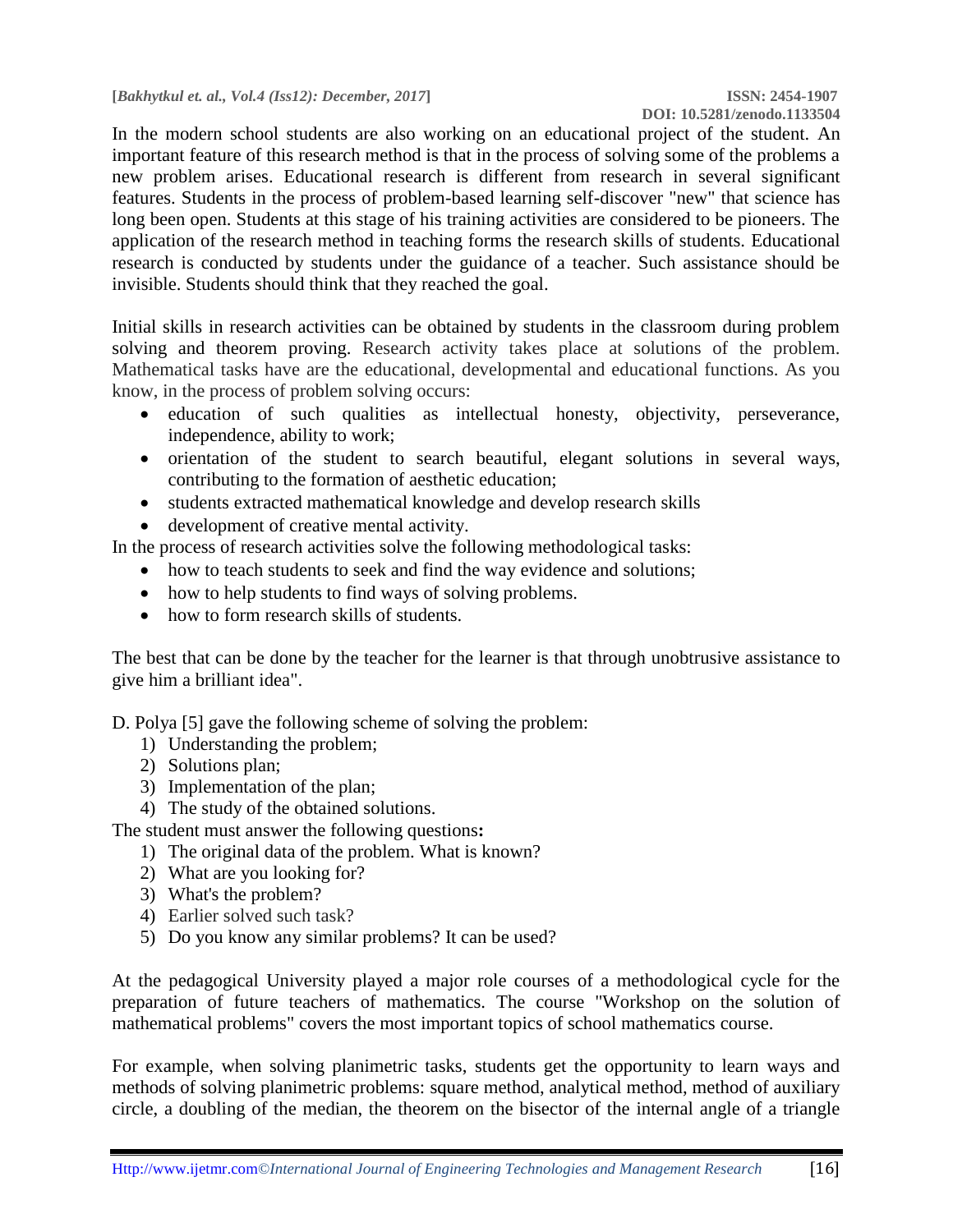In the modern school students are also working on an educational project of the student. An important feature of this research method is that in the process of solving some of the problems a new problem arises. Educational research is different from research in several significant features. Students in the process of problem-based learning self-discover "new" that science has long been open. Students at this stage of his training activities are considered to be pioneers. The application of the research method in teaching forms the research skills of students. Educational research is conducted by students under the guidance of a teacher. Such assistance should be invisible. Students should think that they reached the goal.

Initial skills in research activities can be obtained by students in the classroom during problem solving and theorem proving. Research activity takes place at solutions of the problem. Mathematical tasks have are the educational, developmental and educational functions. As you know, in the process of problem solving occurs:

- education of such qualities as intellectual honesty, objectivity, perseverance, independence, ability to work;
- orientation of the student to search beautiful, elegant solutions in several ways, contributing to the formation of aesthetic education;
- students extracted mathematical knowledge and develop research skills
- development of creative mental activity.

In the process of research activities solve the following methodological tasks:

- how to teach students to seek and find the way evidence and solutions;
- how to help students to find ways of solving problems.
- how to form research skills of students.

The best that can be done by the teacher for the learner is that through unobtrusive assistance to give him a brilliant idea".

D. Polya [5] gave the following scheme of solving the problem:

1) Understanding the problem;
2) Solutions plan;
3) Implementation of the plan;
4) The study of the obtained solutions.

The student must answer the following questions**:**

1) The original data of the problem. What is known?
2) What are you looking for?
3) What's the problem?
4) Earlier solved such task?
5) Do you know any similar problems? It can be used?

At the pedagogical University played a major role courses of a methodological cycle for the preparation of future teachers of mathematics. The course "Workshop on the solution of mathematical problems" covers the most important topics of school mathematics course.

For example, when solving planimetric tasks, students get the opportunity to learn ways and methods of solving planimetric problems: square method, analytical method, method of auxiliary circle, a doubling of the median, the theorem on the bisector of the internal angle of a triangle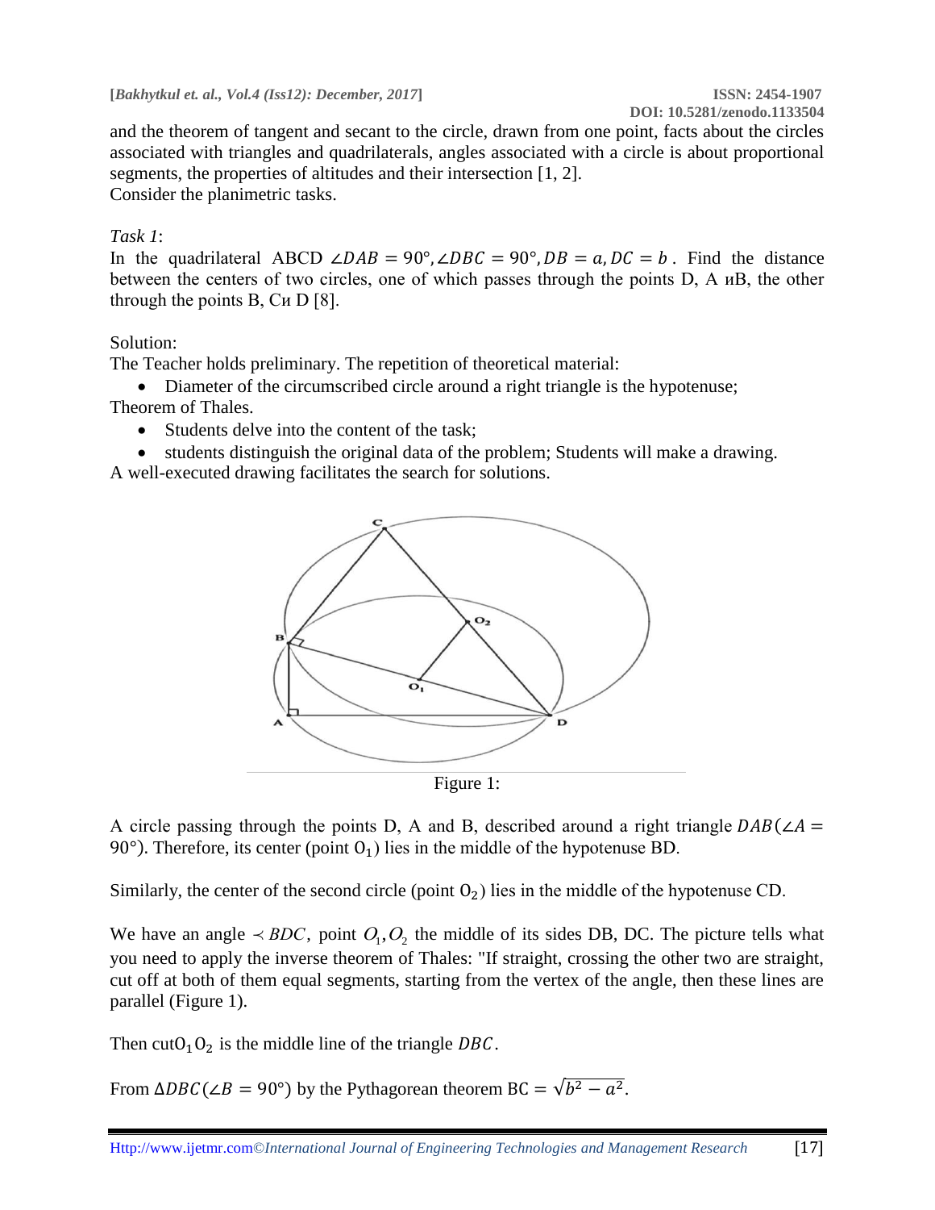and the theorem of tangent and secant to the circle, drawn from one point, facts about the circles associated with triangles and quadrilaterals, angles associated with a circle is about proportional segments, the properties of altitudes and their intersection [1, 2].
Consider the planimetric tasks.

*Task 1*:
In the quadrilateral ABCD $\angle DAB = 90°, \angle DBC = 90°, DB = a, DC = b$. Find the distance between the centers of two circles, one of which passes through the points D, A иB, the other through the points B, Cи D [8].

Solution:
The Teacher holds preliminary. The repetition of theoretical material:

- Diameter of the circumscribed circle around a right triangle is the hypotenuse;

Theorem of Thales.

- Students delve into the content of the task;
- students distinguish the original data of the problem; Students will make a drawing.

A well-executed drawing facilitates the search for solutions.

Figure 1:

A circle passing through the points D, A and B, described around a right triangle $DAB(\angle A = 90°)$. Therefore, its center (point $O_1$) lies in the middle of the hypotenuse BD.

Similarly, the center of the second circle (point $O_2$) lies in the middle of the hypotenuse CD.

We have an angle $\measuredangle BDC$, point $O_1, O_2$ the middle of its sides DB, DC. The picture tells what you need to apply the inverse theorem of Thales: "If straight, crossing the other two are straight, cut off at both of them equal segments, starting from the vertex of the angle, then these lines are parallel (Figure 1).

Then cut$O_1O_2$ is the middle line of the triangle $DBC$.

From $\Delta DBC(\angle B = 90°)$ by the Pythagorean theorem $\text{BC} = \sqrt{b^2 - a^2}$.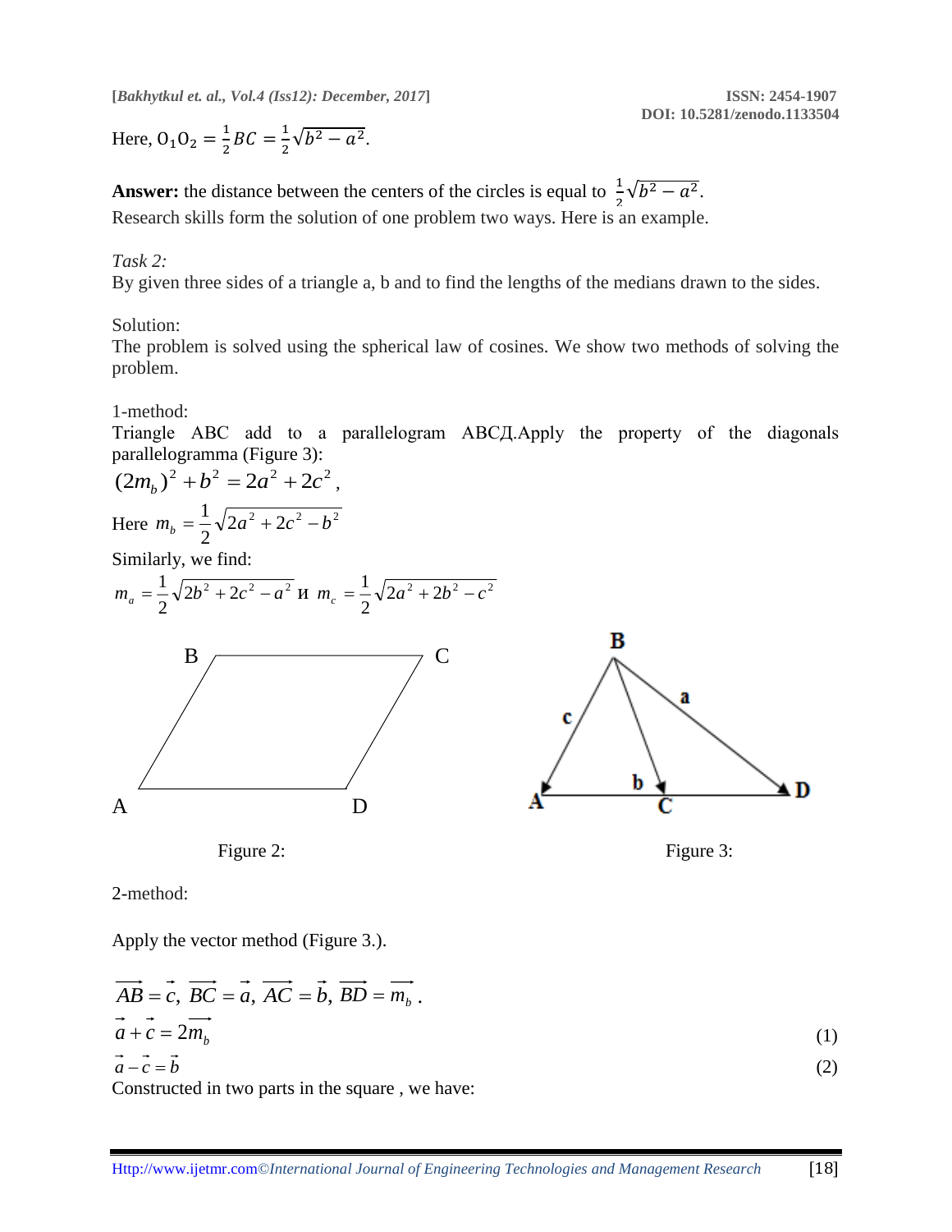Here, $O_1O_2 = \frac{1}{2}BC = \frac{1}{2}\sqrt{b^2 - a^2}$.

**Answer:** the distance between the centers of the circles is equal to $\frac{1}{2}\sqrt{b^2 - a^2}$.

Research skills form the solution of one problem two ways. Here is an example.

*Task 2:*

By given three sides of a triangle a, b and to find the lengths of the medians drawn to the sides.

Solution:

The problem is solved using the spherical law of cosines. We show two methods of solving the problem.

1-method:

Triangle ABC add to a parallelogram ABCД.Apply the property of the diagonals parallelogramma (Figure 3):

$$(2m_b)^2 + b^2 = 2a^2 + 2c^2,$$

Here $m_b = \frac{1}{2}\sqrt{2a^2 + 2c^2 - b^2}$

Similarly, we find:

$m_a = \frac{1}{2}\sqrt{2b^2 + 2c^2 - a^2}$ и $m_c = \frac{1}{2}\sqrt{2a^2 + 2b^2 - c^2}$

Figure 2:

Figure 3:

2-method:

Apply the vector method (Figure 3.).

$$\overrightarrow{AB} = \vec{c},\ \overrightarrow{BC} = \vec{a},\ \overrightarrow{AC} = \vec{b},\ \overrightarrow{BD} = \overrightarrow{m_b}.$$

$$\vec{a} + \vec{c} = 2\overrightarrow{m_b} \qquad (1)$$

$$\vec{a} - \vec{c} = \vec{b} \qquad (2)$$

Constructed in two parts in the square , we have: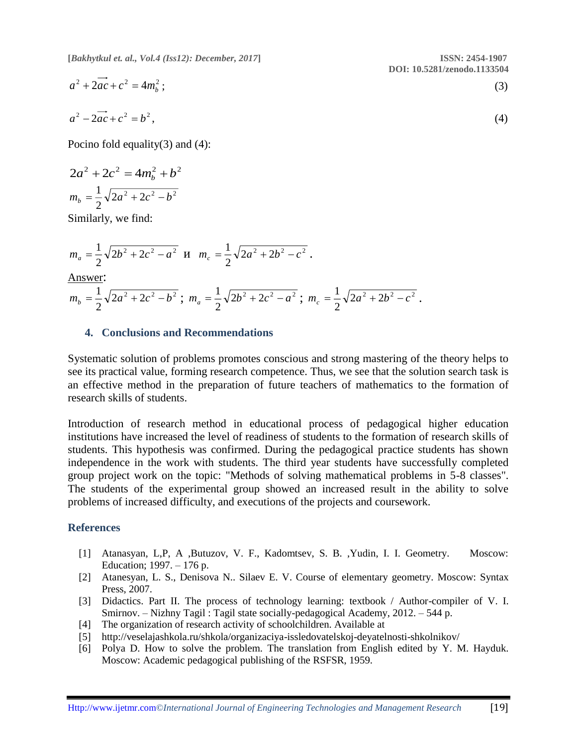$$a^2 + 2\overrightarrow{ac} + c^2 = 4m_b^2\,; \tag{3}$$

$$a^2 - 2\overrightarrow{ac} + c^2 = b^2, \tag{4}$$

Pocino fold equality(3) and (4):

$$2a^2 + 2c^2 = 4m_b^2 + b^2$$

$$m_b = \frac{1}{2}\sqrt{2a^2 + 2c^2 - b^2}$$

Similarly, we find:

$$m_a = \frac{1}{2}\sqrt{2b^2 + 2c^2 - a^2} \text{ и } m_c = \frac{1}{2}\sqrt{2a^2 + 2b^2 - c^2}\,.$$

Answer:

$$m_b = \frac{1}{2}\sqrt{2a^2 + 2c^2 - b^2}\,;\; m_a = \frac{1}{2}\sqrt{2b^2 + 2c^2 - a^2}\,;\; m_c = \frac{1}{2}\sqrt{2a^2 + 2b^2 - c^2}\,.$$

## 4. Conclusions and Recommendations

Systematic solution of problems promotes conscious and strong mastering of the theory helps to see its practical value, forming research competence. Thus, we see that the solution search task is an effective method in the preparation of future teachers of mathematics to the formation of research skills of students.

Introduction of research method in educational process of pedagogical higher education institutions have increased the level of readiness of students to the formation of research skills of students. This hypothesis was confirmed. During the pedagogical practice students has shown independence in the work with students. The third year students have successfully completed group project work on the topic: "Methods of solving mathematical problems in 5-8 classes". The students of the experimental group showed an increased result in the ability to solve problems of increased difficulty, and executions of the projects and coursework.

## References

[1] Atanasyan, L,P, A ,Butuzov, V. F., Kadomtsev, S. B. ,Yudin, I. I. Geometry. Moscow: Education; 1997. – 176 p.

[2] Atanesyan, L. S., Denisova N.. Silaev E. V. Course of elementary geometry. Moscow: Syntax Press, 2007.

[3] Didactics. Part II. The process of technology learning: textbook / Author-compiler of V. I. Smirnov. – Nizhny Tagil : Tagil state socially-pedagogical Academy, 2012. – 544 p.

[4] The organization of research activity of schoolchildren. Available at

[5] http://veselajashkola.ru/shkola/organizaciya-issledovatelskoj-deyatelnosti-shkolnikov/

[6] Polya D. How to solve the problem. The translation from English edited by Y. M. Hayduk. Moscow: Academic pedagogical publishing of the RSFSR, 1959.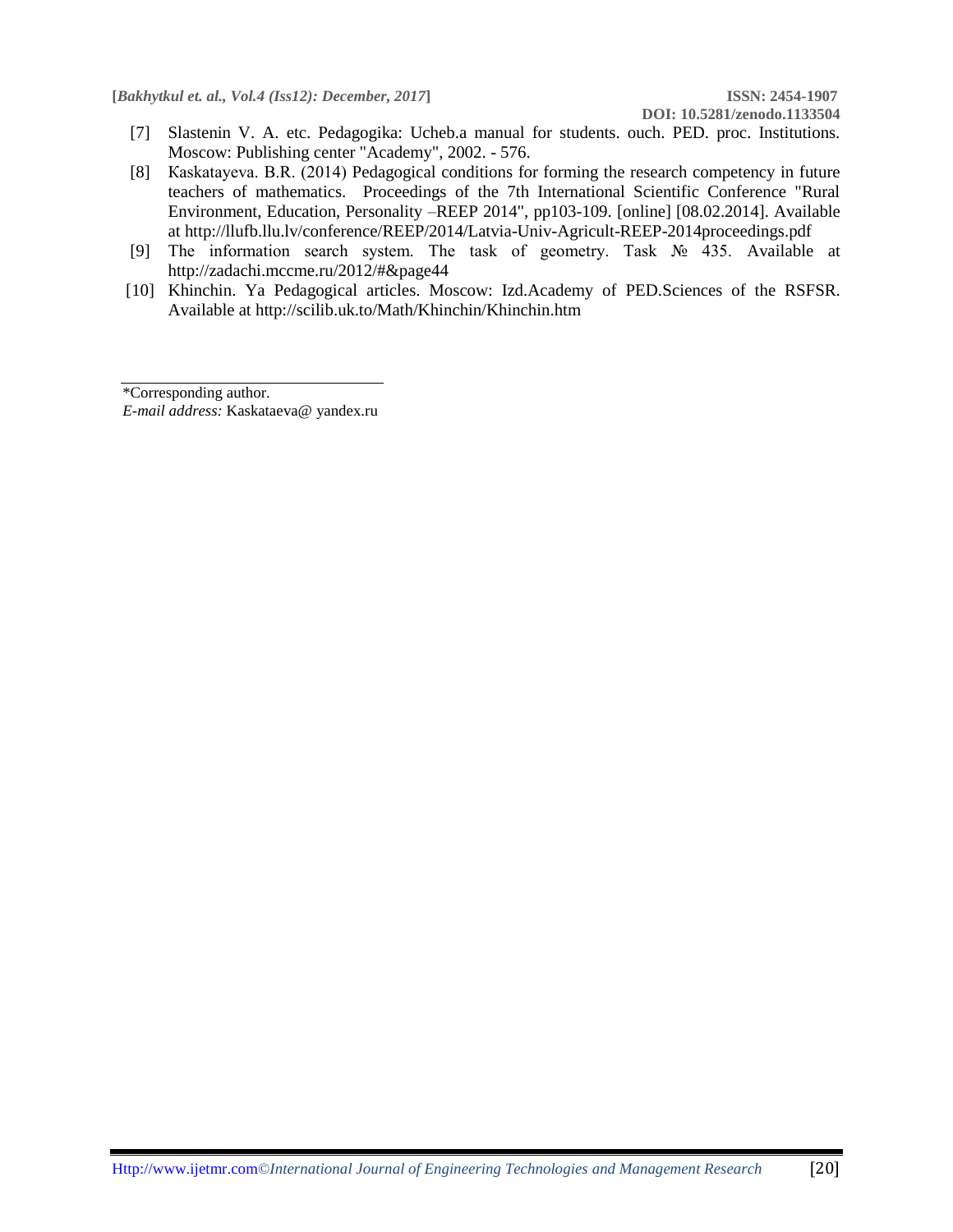[7] Slastenin V. A. etc. Pedagogika: Ucheb.a manual for students. ouch. PED. proc. Institutions. Moscow: Publishing center "Academy", 2002. - 576.

[8] Kaskatayeva. B.R. (2014) Pedagogical conditions for forming the research competency in future teachers of mathematics. Proceedings of the 7th International Scientific Conference "Rural Environment, Education, Personality –REEP 2014", pp103-109. [online] [08.02.2014]. Available at http://llufb.llu.lv/conference/REEP/2014/Latvia-Univ-Agricult-REEP-2014proceedings.pdf

[9] The information search system. The task of geometry. Task № 435. Available at http://zadachi.mccme.ru/2012/#&page44

[10] Khinchin. Ya Pedagogical articles. Moscow: Izd.Academy of PED.Sciences of the RSFSR. Available at http://scilib.uk.to/Math/Khinchin/Khinchin.htm

---

*Corresponding author.
*E-mail address:* Kaskataeva@ yandex.ru